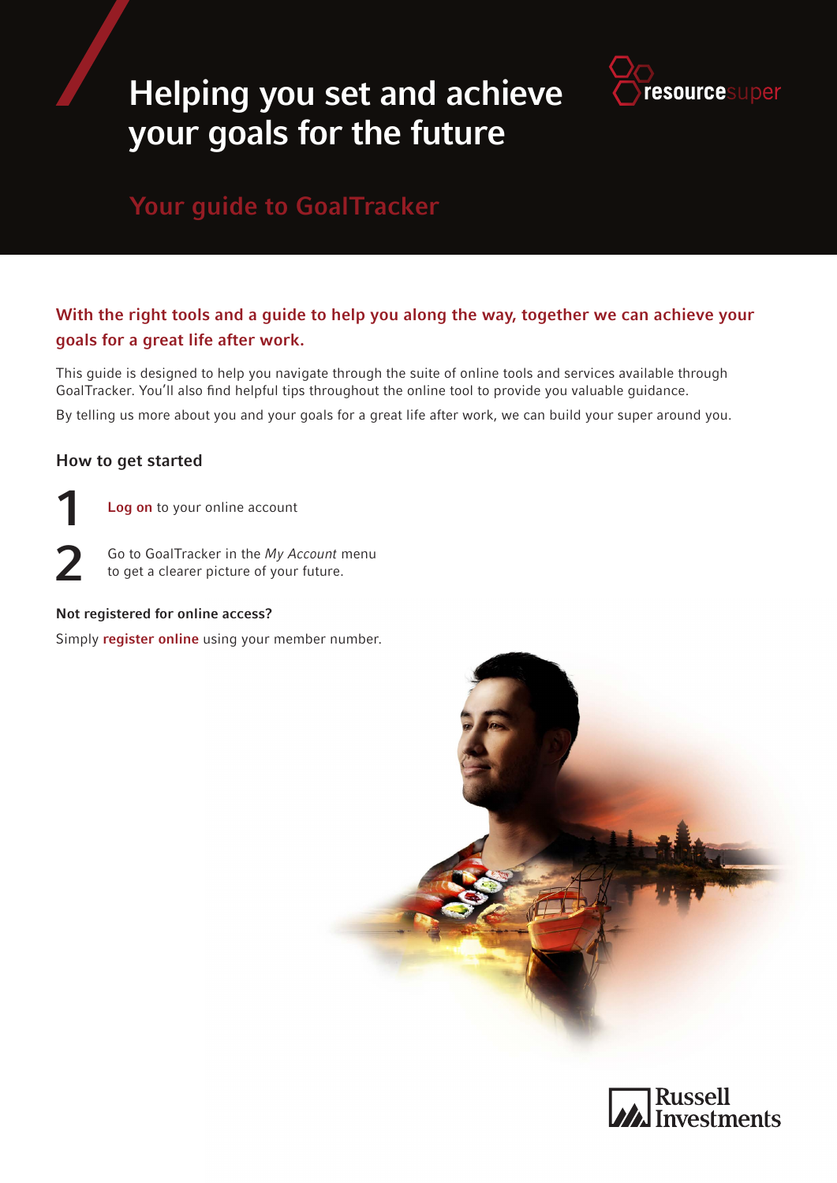# Helping you set and achieve your goals for the future

resourcesuper

## Your guide to GoalTracker

**With the right tools and a guide to help you along the way, together we can achieve your goals for a great life after work.**

This guide is designed to help you navigate through the suite of online tools and services available through GoalTracker. You'll also find helpful tips throughout the online tool to provide you valuable guidance.

By telling us more about you and your goals for a great life after work, we can build your super around you.

### How to get started

1. **Log on** to your online account
2. Go to GoalTracker in the *My Account* menu to get a clearer picture of your future.

**Not registered for online access?**

Simply **register online** using your member number.

Russell Investments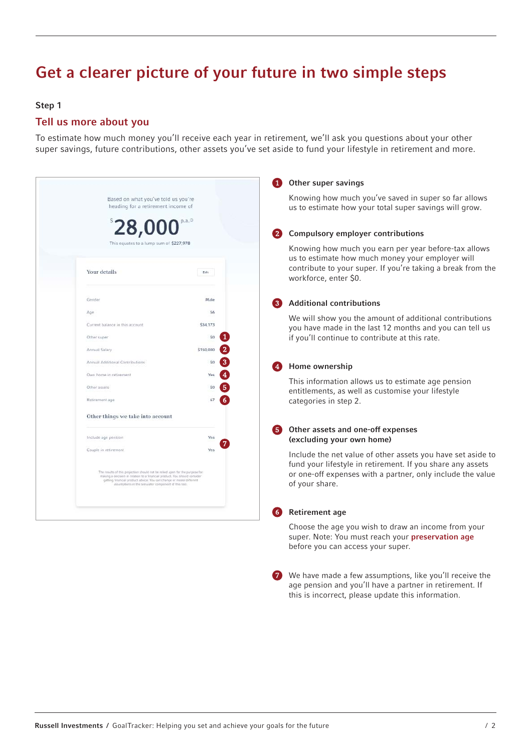# Get a clearer picture of your future in two simple steps

**Step 1**

## Tell us more about you

To estimate how much money you'll receive each year in retirement, we'll ask you questions about your other super savings, future contributions, other assets you've set aside to fund your lifestyle in retirement and more.

Based on what you've told us you're heading for a retirement income of

**$28,000 p.a.**

This equates to a lump sum of $227,978

**Your details** Edit

| | |
|---|---|
| Gender | Male |
| Age | 56 |
| Current balance in this account | $34,173 |
| Other super | $0 (1) |
| Annual Salary | $150,000 (2) |
| Annual Additional Contributions | $0 (3) |
| Own home in retirement | Yes (4) |
| Other assets | $0 (5) |
| Retirement age | 67 (6) |

**Other things we take into account**

| | |
|---|---|
| Include age pension | Yes (7) |
| Couple in retirement | Yes |

The results of this projection should not be relied upon for the purpose for making a decision in relation to a financial product. You should consider getting financial product advice. You can change or model different assumptions in the simulator component of this tool.

1. **Other super savings**

   Knowing how much you've saved in super so far allows us to estimate how your total super savings will grow.

2. **Compulsory employer contributions**

   Knowing how much you earn per year before-tax allows us to estimate how much money your employer will contribute to your super. If you're taking a break from the workforce, enter $0.

3. **Additional contributions**

   We will show you the amount of additional contributions you have made in the last 12 months and you can tell us if you'll continue to contribute at this rate.

4. **Home ownership**

   This information allows us to estimate age pension entitlements, as well as customise your lifestyle categories in step 2.

5. **Other assets and one-off expenses (excluding your own home)**

   Include the net value of other assets you have set aside to fund your lifestyle in retirement. If you share any assets or one-off expenses with a partner, only include the value of your share.

6. **Retirement age**

   Choose the age you wish to draw an income from your super. Note: You must reach your **preservation age** before you can access your super.

7. We have made a few assumptions, like you'll receive the age pension and you'll have a partner in retirement. If this is incorrect, please update this information.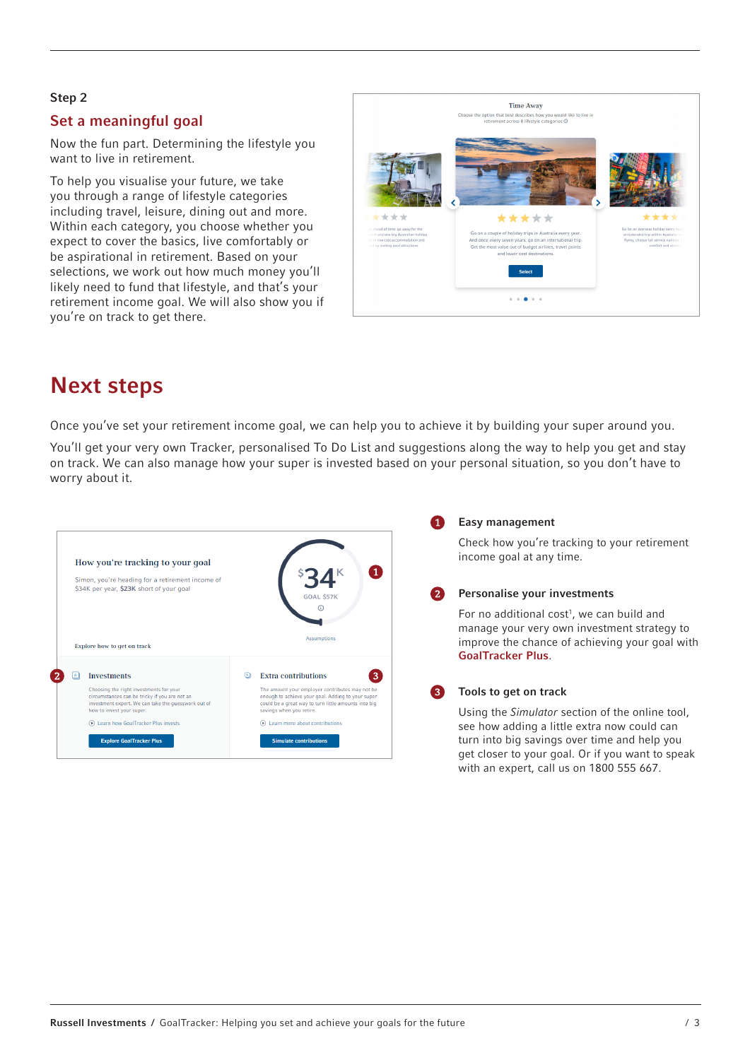Step 2

## Set a meaningful goal

Now the fun part. Determining the lifestyle you want to live in retirement.

To help you visualise your future, we take you through a range of lifestyle categories including travel, leisure, dining out and more. Within each category, you choose whether you expect to cover the basics, live comfortably or be aspirational in retirement. Based on your selections, we work out how much money you'll likely need to fund that lifestyle, and that's your retirement income goal. We will also show you if you're on track to get there.

# Next steps

Once you've set your retirement income goal, we can help you to achieve it by building your super around you.

You'll get your very own Tracker, personalised To Do List and suggestions along the way to help you get and stay on track. We can also manage how your super is invested based on your personal situation, so you don't have to worry about it.

**1 Easy management**

Check how you're tracking to your retirement income goal at any time.

**2 Personalise your investments**

For no additional cost[1], we can build and manage your very own investment strategy to improve the chance of achieving your goal with GoalTracker Plus.

**3 Tools to get on track**

Using the *Simulator* section of the online tool, see how adding a little extra now could can turn into big savings over time and help you get closer to your goal. Or if you want to speak with an expert, call us on 1800 555 667.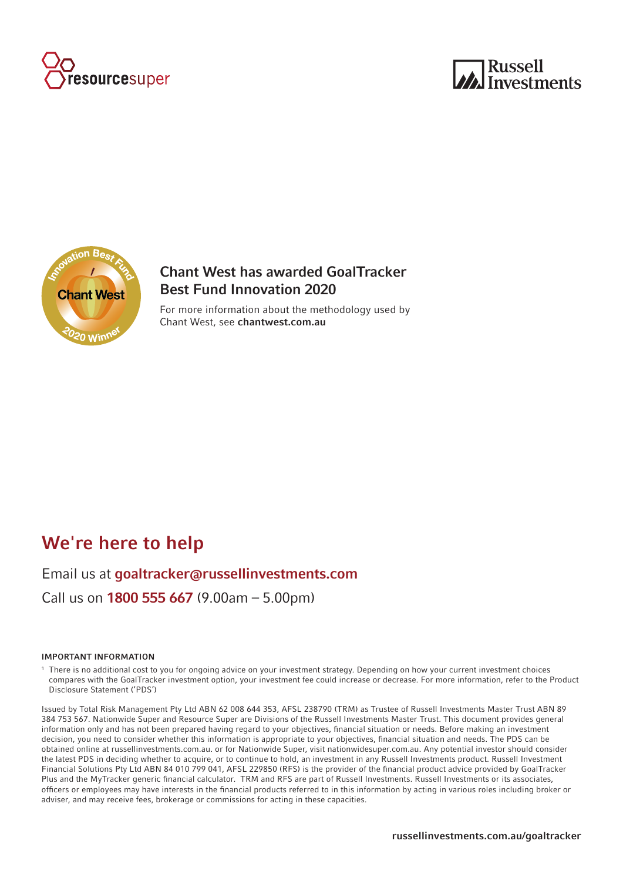## Chant West has awarded GoalTracker Best Fund Innovation 2020

For more information about the methodology used by Chant West, see **chantwest.com.au**

## We're here to help

Email us at **goaltracker@russellinvestments.com**

Call us on **1800 555 667** (9.00am – 5.00pm)

#### IMPORTANT INFORMATION

[1] There is no additional cost to you for ongoing advice on your investment strategy. Depending on how your current investment choices compares with the GoalTracker investment option, your investment fee could increase or decrease. For more information, refer to the Product Disclosure Statement ('PDS')

Issued by Total Risk Management Pty Ltd ABN 62 008 644 353, AFSL 238790 (TRM) as Trustee of Russell Investments Master Trust ABN 89 384 753 567. Nationwide Super and Resource Super are Divisions of the Russell Investments Master Trust. This document provides general information only and has not been prepared having regard to your objectives, financial situation or needs. Before making an investment decision, you need to consider whether this information is appropriate to your objectives, financial situation and needs. The PDS can be obtained online at russellinvestments.com.au. or for Nationwide Super, visit nationwidesuper.com.au. Any potential investor should consider the latest PDS in deciding whether to acquire, or to continue to hold, an investment in any Russell Investments product. Russell Investment Financial Solutions Pty Ltd ABN 84 010 799 041, AFSL 229850 (RFS) is the provider of the financial product advice provided by GoalTracker Plus and the MyTracker generic financial calculator. TRM and RFS are part of Russell Investments. Russell Investments or its associates, officers or employees may have interests in the financial products referred to in this information by acting in various roles including broker or adviser, and may receive fees, brokerage or commissions for acting in these capacities.

**russellinvestments.com.au/goaltracker**